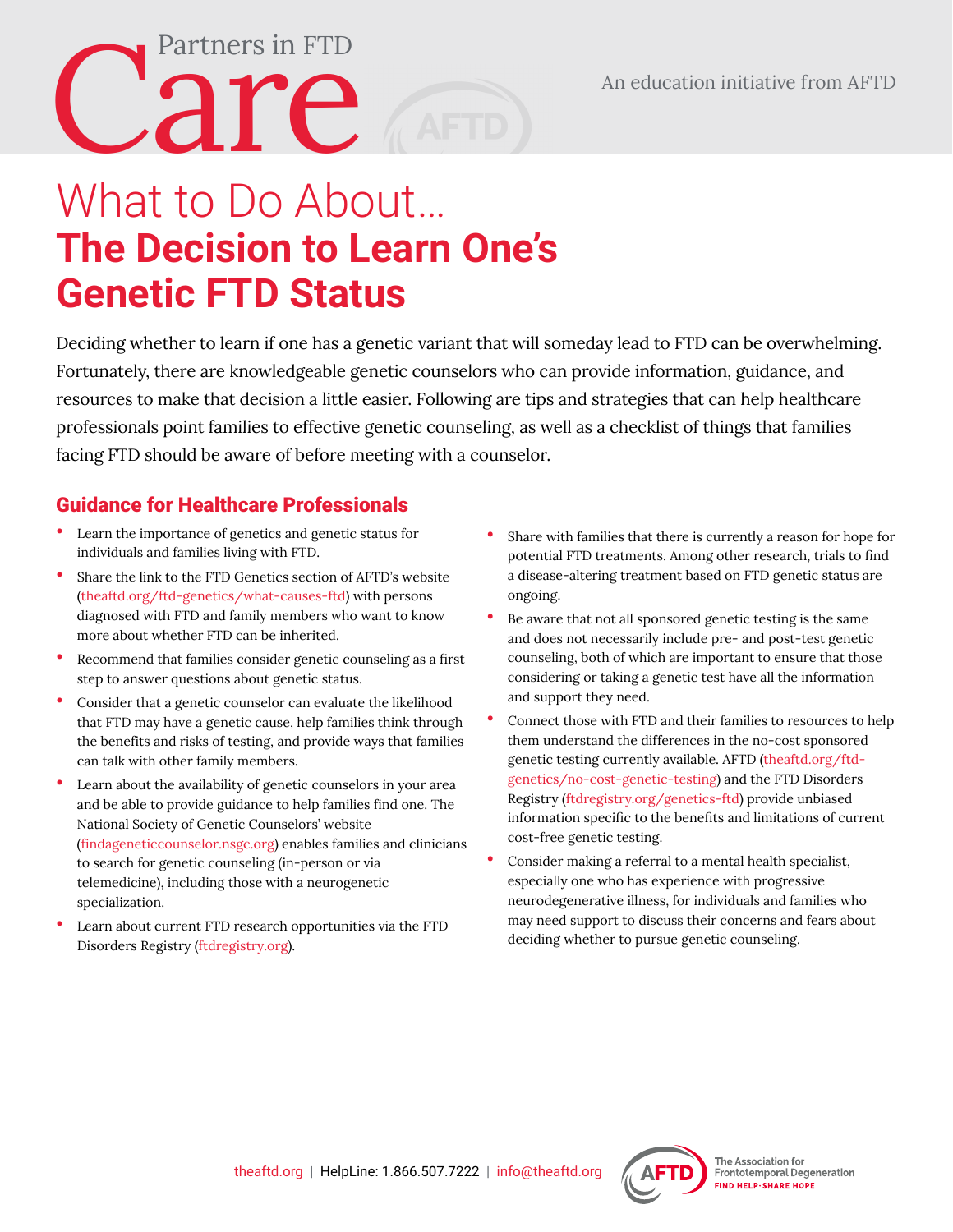Partners in FTD

# Care

An education initiative from AFTD

## What to Do About…
## The Decision to Learn One's Genetic FTD Status

Deciding whether to learn if one has a genetic variant that will someday lead to FTD can be overwhelming. Fortunately, there are knowledgeable genetic counselors who can provide information, guidance, and resources to make that decision a little easier. Following are tips and strategies that can help healthcare professionals point families to effective genetic counseling, as well as a checklist of things that families facing FTD should be aware of before meeting with a counselor.

### Guidance for Healthcare Professionals

- Learn the importance of genetics and genetic status for individuals and families living with FTD.
- Share the link to the FTD Genetics section of AFTD's website (theaftd.org/ftd-genetics/what-causes-ftd) with persons diagnosed with FTD and family members who want to know more about whether FTD can be inherited.
- Recommend that families consider genetic counseling as a first step to answer questions about genetic status.
- Consider that a genetic counselor can evaluate the likelihood that FTD may have a genetic cause, help families think through the benefits and risks of testing, and provide ways that families can talk with other family members.
- Learn about the availability of genetic counselors in your area and be able to provide guidance to help families find one. The National Society of Genetic Counselors' website (findageneticcounselor.nsgc.org) enables families and clinicians to search for genetic counseling (in-person or via telemedicine), including those with a neurogenetic specialization.
- Learn about current FTD research opportunities via the FTD Disorders Registry (ftdregistry.org).
- Share with families that there is currently a reason for hope for potential FTD treatments. Among other research, trials to find a disease-altering treatment based on FTD genetic status are ongoing.
- Be aware that not all sponsored genetic testing is the same and does not necessarily include pre- and post-test genetic counseling, both of which are important to ensure that those considering or taking a genetic test have all the information and support they need.
- Connect those with FTD and their families to resources to help them understand the differences in the no-cost sponsored genetic testing currently available. AFTD (theaftd.org/ftd-genetics/no-cost-genetic-testing) and the FTD Disorders Registry (ftdregistry.org/genetics-ftd) provide unbiased information specific to the benefits and limitations of current cost-free genetic testing.
- Consider making a referral to a mental health specialist, especially one who has experience with progressive neurodegenerative illness, for individuals and families who may need support to discuss their concerns and fears about deciding whether to pursue genetic counseling.

theaftd.org | HelpLine: 1.866.507.7222 | info@theaftd.org

The Association for Frontotemporal Degeneration
FIND HELP · SHARE HOPE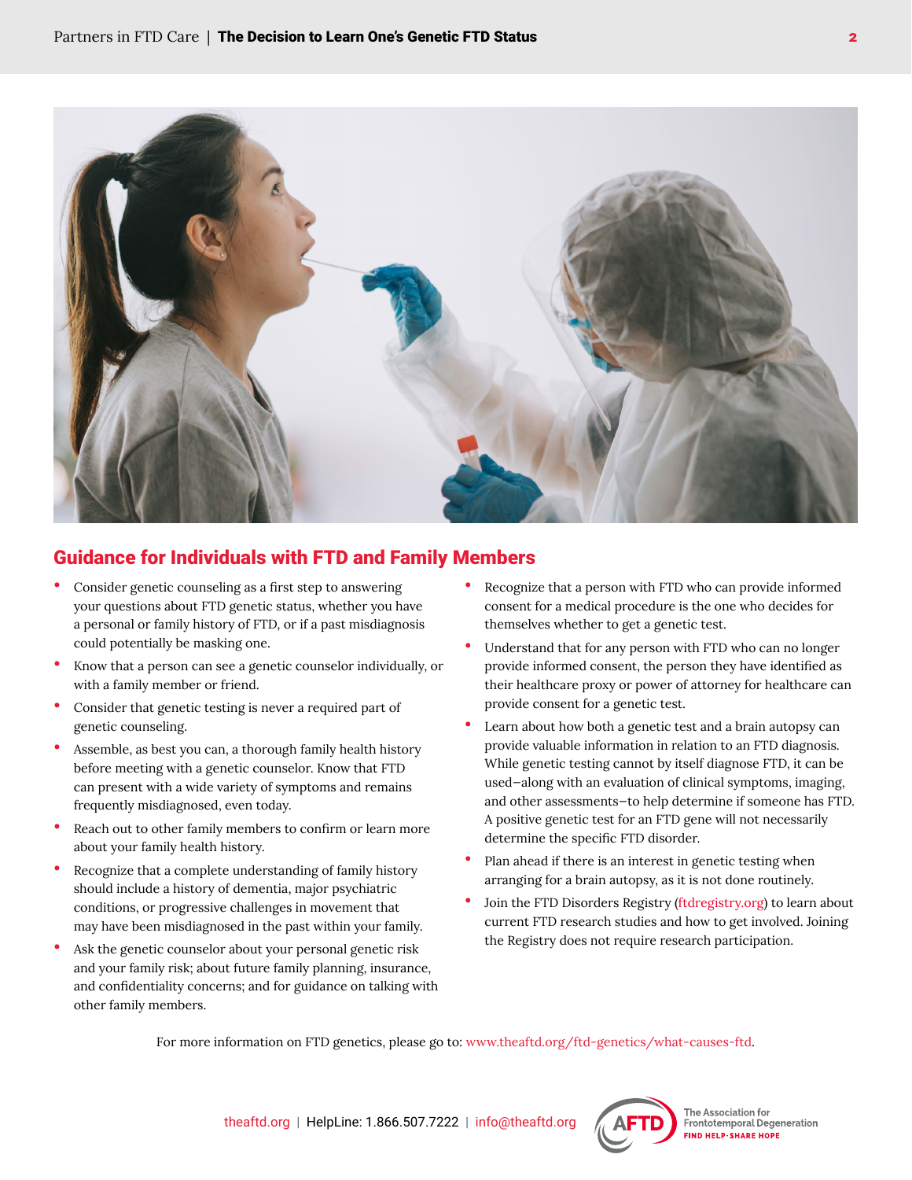## Guidance for Individuals with FTD and Family Members

- Consider genetic counseling as a first step to answering your questions about FTD genetic status, whether you have a personal or family history of FTD, or if a past misdiagnosis could potentially be masking one.
- Know that a person can see a genetic counselor individually, or with a family member or friend.
- Consider that genetic testing is never a required part of genetic counseling.
- Assemble, as best you can, a thorough family health history before meeting with a genetic counselor. Know that FTD can present with a wide variety of symptoms and remains frequently misdiagnosed, even today.
- Reach out to other family members to confirm or learn more about your family health history.
- Recognize that a complete understanding of family history should include a history of dementia, major psychiatric conditions, or progressive challenges in movement that may have been misdiagnosed in the past within your family.
- Ask the genetic counselor about your personal genetic risk and your family risk; about future family planning, insurance, and confidentiality concerns; and for guidance on talking with other family members.
- Recognize that a person with FTD who can provide informed consent for a medical procedure is the one who decides for themselves whether to get a genetic test.
- Understand that for any person with FTD who can no longer provide informed consent, the person they have identified as their healthcare proxy or power of attorney for healthcare can provide consent for a genetic test.
- Learn about how both a genetic test and a brain autopsy can provide valuable information in relation to an FTD diagnosis. While genetic testing cannot by itself diagnose FTD, it can be used—along with an evaluation of clinical symptoms, imaging, and other assessments—to help determine if someone has FTD. A positive genetic test for an FTD gene will not necessarily determine the specific FTD disorder.
- Plan ahead if there is an interest in genetic testing when arranging for a brain autopsy, as it is not done routinely.
- Join the FTD Disorders Registry (ftdregistry.org) to learn about current FTD research studies and how to get involved. Joining the Registry does not require research participation.

For more information on FTD genetics, please go to: www.theaftd.org/ftd-genetics/what-causes-ftd.

theaftd.org | HelpLine: 1.866.507.7222 | info@theaftd.org

AFTD — The Association for Frontotemporal Degeneration — FIND HELP · SHARE HOPE